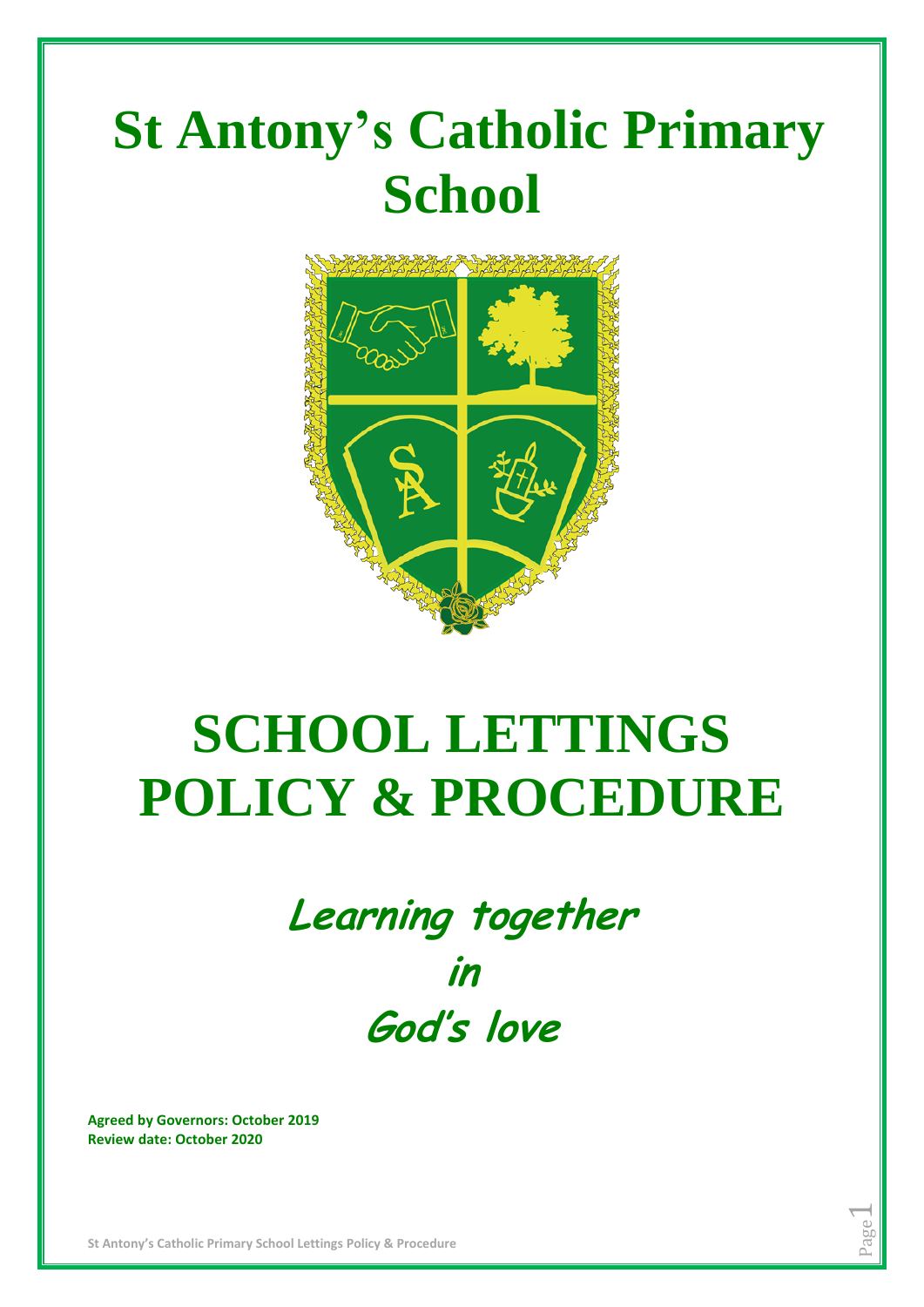# St Antony's Catholic Primary School

# SCHOOL LETTINGS POLICY & PROCEDURE

***Learning together***
***in***
***God's love***

**Agreed by Governors: October 2019**
**Review date: October 2020**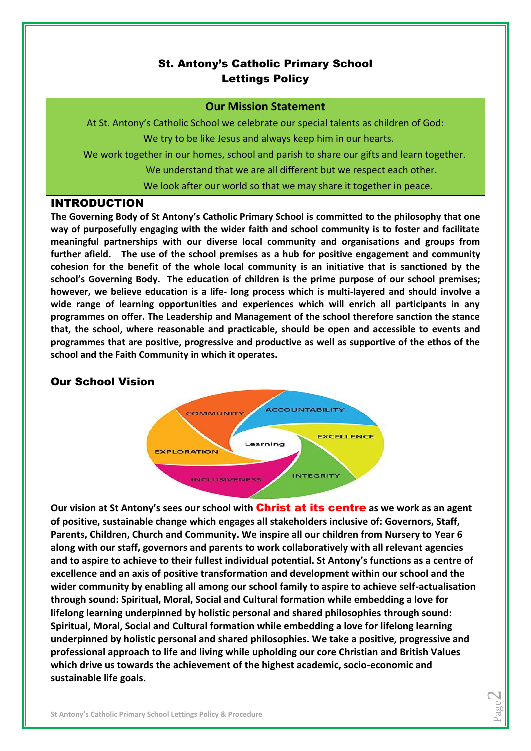# St. Antony's Catholic Primary School
# Lettings Policy

## Our Mission Statement

At St. Antony's Catholic School we celebrate our special talents as children of God:

We try to be like Jesus and always keep him in our hearts.

We work together in our homes, school and parish to share our gifts and learn together.

We understand that we are all different but we respect each other.

We look after our world so that we may share it together in peace.

## INTRODUCTION

**The Governing Body of St Antony's Catholic Primary School is committed to the philosophy that one way of purposefully engaging with the wider faith and school community is to foster and facilitate meaningful partnerships with our diverse local community and organisations and groups from further afield. The use of the school premises as a hub for positive engagement and community cohesion for the benefit of the whole local community is an initiative that is sanctioned by the school's Governing Body. The education of children is the prime purpose of our school premises; however, we believe education is a life- long process which is multi-layered and should involve a wide range of learning opportunities and experiences which will enrich all participants in any programmes on offer. The Leadership and Management of the school therefore sanction the stance that, the school, where reasonable and practicable, should be open and accessible to events and programmes that are positive, progressive and productive as well as supportive of the ethos of the school and the Faith Community in which it operates.**

## Our School Vision

COMMUNITY, ACCOUNTABILITY, EXCELLENCE, INTEGRITY, INCLUSIVENESS, EXPLORATION, Learning

**Our vision at St Antony's sees our school with Christ at its centre as we work as an agent of positive, sustainable change which engages all stakeholders inclusive of: Governors, Staff, Parents, Children, Church and Community. We inspire all our children from Nursery to Year 6 along with our staff, governors and parents to work collaboratively with all relevant agencies and to aspire to achieve to their fullest individual potential. St Antony's functions as a centre of excellence and an axis of positive transformation and development within our school and the wider community by enabling all among our school family to aspire to achieve self-actualisation through sound: Spiritual, Moral, Social and Cultural formation while embedding a love for lifelong learning underpinned by holistic personal and shared philosophies through sound: Spiritual, Moral, Social and Cultural formation while embedding a love for lifelong learning underpinned by holistic personal and shared philosophies. We take a positive, progressive and professional approach to life and living while upholding our core Christian and British Values which drive us towards the achievement of the highest academic, socio-economic and sustainable life goals.**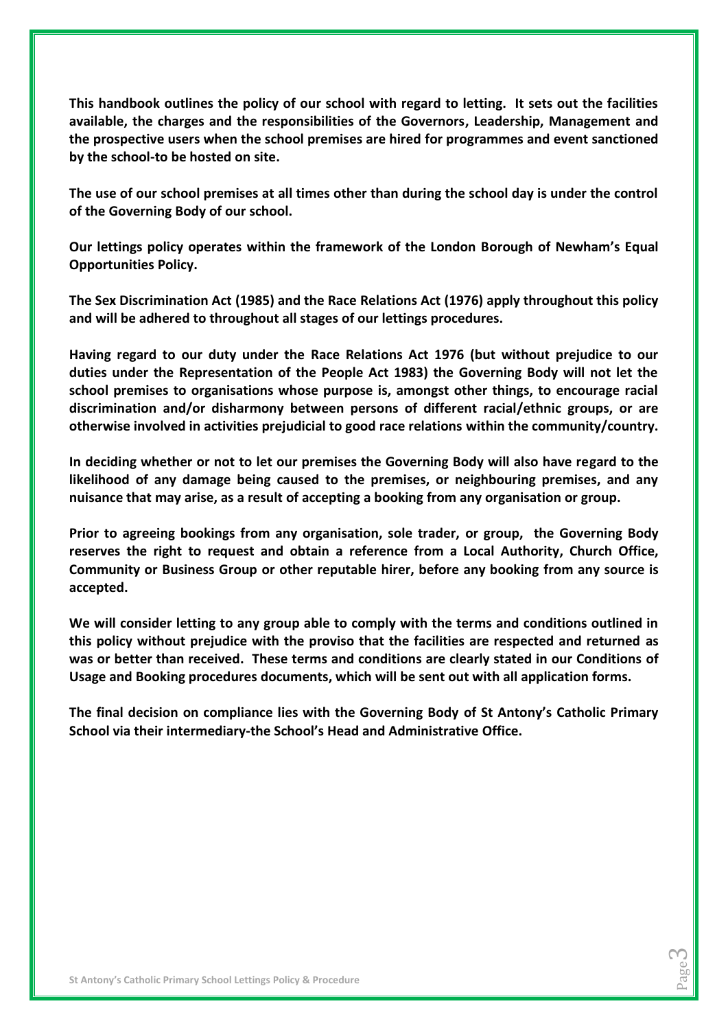**This handbook outlines the policy of our school with regard to letting. It sets out the facilities available, the charges and the responsibilities of the Governors, Leadership, Management and the prospective users when the school premises are hired for programmes and event sanctioned by the school-to be hosted on site.**

**The use of our school premises at all times other than during the school day is under the control of the Governing Body of our school.**

**Our lettings policy operates within the framework of the London Borough of Newham's Equal Opportunities Policy.**

**The Sex Discrimination Act (1985) and the Race Relations Act (1976) apply throughout this policy and will be adhered to throughout all stages of our lettings procedures.**

**Having regard to our duty under the Race Relations Act 1976 (but without prejudice to our duties under the Representation of the People Act 1983) the Governing Body will not let the school premises to organisations whose purpose is, amongst other things, to encourage racial discrimination and/or disharmony between persons of different racial/ethnic groups, or are otherwise involved in activities prejudicial to good race relations within the community/country.**

**In deciding whether or not to let our premises the Governing Body will also have regard to the likelihood of any damage being caused to the premises, or neighbouring premises, and any nuisance that may arise, as a result of accepting a booking from any organisation or group.**

**Prior to agreeing bookings from any organisation, sole trader, or group, the Governing Body reserves the right to request and obtain a reference from a Local Authority, Church Office, Community or Business Group or other reputable hirer, before any booking from any source is accepted.**

**We will consider letting to any group able to comply with the terms and conditions outlined in this policy without prejudice with the proviso that the facilities are respected and returned as was or better than received. These terms and conditions are clearly stated in our Conditions of Usage and Booking procedures documents, which will be sent out with all application forms.**

**The final decision on compliance lies with the Governing Body of St Antony's Catholic Primary School via their intermediary-the School's Head and Administrative Office.**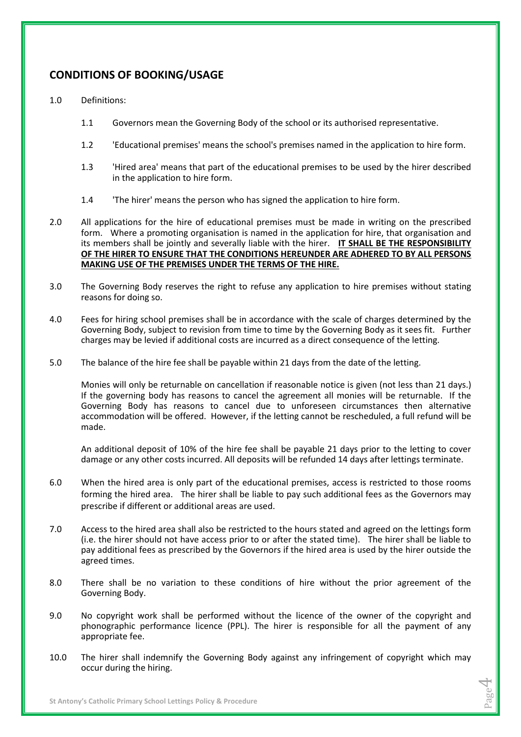## CONDITIONS OF BOOKING/USAGE

1.0 Definitions:

1.1 Governors mean the Governing Body of the school or its authorised representative.

1.2 'Educational premises' means the school's premises named in the application to hire form.

1.3 'Hired area' means that part of the educational premises to be used by the hirer described in the application to hire form.

1.4 'The hirer' means the person who has signed the application to hire form.

2.0 All applications for the hire of educational premises must be made in writing on the prescribed form. Where a promoting organisation is named in the application for hire, that organisation and its members shall be jointly and severally liable with the hirer. **<u>IT SHALL BE THE RESPONSIBILITY OF THE HIRER TO ENSURE THAT THE CONDITIONS HEREUNDER ARE ADHERED TO BY ALL PERSONS MAKING USE OF THE PREMISES UNDER THE TERMS OF THE HIRE.</u>**

3.0 The Governing Body reserves the right to refuse any application to hire premises without stating reasons for doing so.

4.0 Fees for hiring school premises shall be in accordance with the scale of charges determined by the Governing Body, subject to revision from time to time by the Governing Body as it sees fit. Further charges may be levied if additional costs are incurred as a direct consequence of the letting.

5.0 The balance of the hire fee shall be payable within 21 days from the date of the letting.

Monies will only be returnable on cancellation if reasonable notice is given (not less than 21 days.) If the governing body has reasons to cancel the agreement all monies will be returnable. If the Governing Body has reasons to cancel due to unforeseen circumstances then alternative accommodation will be offered. However, if the letting cannot be rescheduled, a full refund will be made.

An additional deposit of 10% of the hire fee shall be payable 21 days prior to the letting to cover damage or any other costs incurred. All deposits will be refunded 14 days after lettings terminate.

6.0 When the hired area is only part of the educational premises, access is restricted to those rooms forming the hired area. The hirer shall be liable to pay such additional fees as the Governors may prescribe if different or additional areas are used.

7.0 Access to the hired area shall also be restricted to the hours stated and agreed on the lettings form (i.e. the hirer should not have access prior to or after the stated time). The hirer shall be liable to pay additional fees as prescribed by the Governors if the hired area is used by the hirer outside the agreed times.

8.0 There shall be no variation to these conditions of hire without the prior agreement of the Governing Body.

9.0 No copyright work shall be performed without the licence of the owner of the copyright and phonographic performance licence (PPL). The hirer is responsible for all the payment of any appropriate fee.

10.0 The hirer shall indemnify the Governing Body against any infringement of copyright which may occur during the hiring.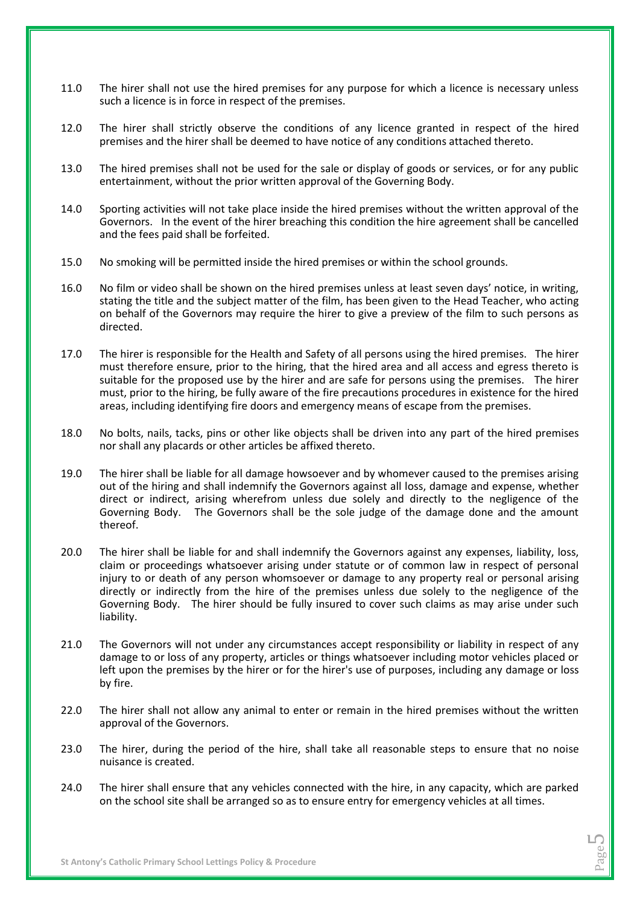11.0 The hirer shall not use the hired premises for any purpose for which a licence is necessary unless such a licence is in force in respect of the premises.

12.0 The hirer shall strictly observe the conditions of any licence granted in respect of the hired premises and the hirer shall be deemed to have notice of any conditions attached thereto.

13.0 The hired premises shall not be used for the sale or display of goods or services, or for any public entertainment, without the prior written approval of the Governing Body.

14.0 Sporting activities will not take place inside the hired premises without the written approval of the Governors. In the event of the hirer breaching this condition the hire agreement shall be cancelled and the fees paid shall be forfeited.

15.0 No smoking will be permitted inside the hired premises or within the school grounds.

16.0 No film or video shall be shown on the hired premises unless at least seven days' notice, in writing, stating the title and the subject matter of the film, has been given to the Head Teacher, who acting on behalf of the Governors may require the hirer to give a preview of the film to such persons as directed.

17.0 The hirer is responsible for the Health and Safety of all persons using the hired premises. The hirer must therefore ensure, prior to the hiring, that the hired area and all access and egress thereto is suitable for the proposed use by the hirer and are safe for persons using the premises. The hirer must, prior to the hiring, be fully aware of the fire precautions procedures in existence for the hired areas, including identifying fire doors and emergency means of escape from the premises.

18.0 No bolts, nails, tacks, pins or other like objects shall be driven into any part of the hired premises nor shall any placards or other articles be affixed thereto.

19.0 The hirer shall be liable for all damage howsoever and by whomever caused to the premises arising out of the hiring and shall indemnify the Governors against all loss, damage and expense, whether direct or indirect, arising wherefrom unless due solely and directly to the negligence of the Governing Body. The Governors shall be the sole judge of the damage done and the amount thereof.

20.0 The hirer shall be liable for and shall indemnify the Governors against any expenses, liability, loss, claim or proceedings whatsoever arising under statute or of common law in respect of personal injury to or death of any person whomsoever or damage to any property real or personal arising directly or indirectly from the hire of the premises unless due solely to the negligence of the Governing Body. The hirer should be fully insured to cover such claims as may arise under such liability.

21.0 The Governors will not under any circumstances accept responsibility or liability in respect of any damage to or loss of any property, articles or things whatsoever including motor vehicles placed or left upon the premises by the hirer or for the hirer's use of purposes, including any damage or loss by fire.

22.0 The hirer shall not allow any animal to enter or remain in the hired premises without the written approval of the Governors.

23.0 The hirer, during the period of the hire, shall take all reasonable steps to ensure that no noise nuisance is created.

24.0 The hirer shall ensure that any vehicles connected with the hire, in any capacity, which are parked on the school site shall be arranged so as to ensure entry for emergency vehicles at all times.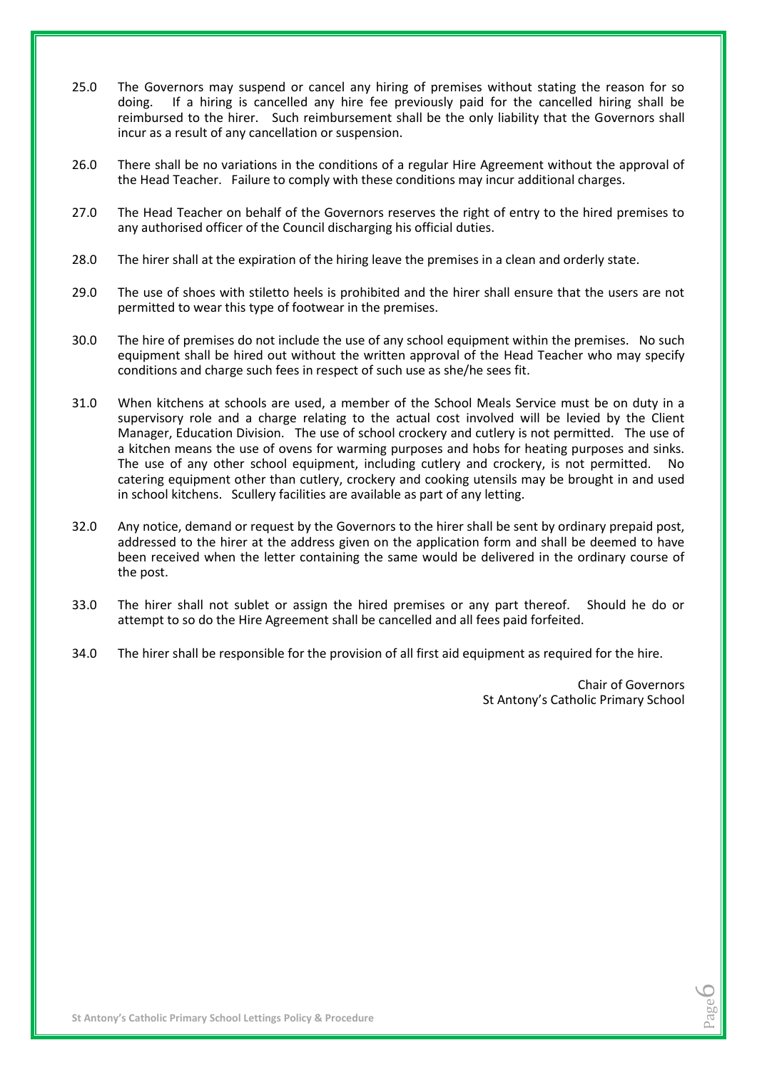25.0 The Governors may suspend or cancel any hiring of premises without stating the reason for so doing. If a hiring is cancelled any hire fee previously paid for the cancelled hiring shall be reimbursed to the hirer. Such reimbursement shall be the only liability that the Governors shall incur as a result of any cancellation or suspension.

26.0 There shall be no variations in the conditions of a regular Hire Agreement without the approval of the Head Teacher. Failure to comply with these conditions may incur additional charges.

27.0 The Head Teacher on behalf of the Governors reserves the right of entry to the hired premises to any authorised officer of the Council discharging his official duties.

28.0 The hirer shall at the expiration of the hiring leave the premises in a clean and orderly state.

29.0 The use of shoes with stiletto heels is prohibited and the hirer shall ensure that the users are not permitted to wear this type of footwear in the premises.

30.0 The hire of premises do not include the use of any school equipment within the premises. No such equipment shall be hired out without the written approval of the Head Teacher who may specify conditions and charge such fees in respect of such use as she/he sees fit.

31.0 When kitchens at schools are used, a member of the School Meals Service must be on duty in a supervisory role and a charge relating to the actual cost involved will be levied by the Client Manager, Education Division. The use of school crockery and cutlery is not permitted. The use of a kitchen means the use of ovens for warming purposes and hobs for heating purposes and sinks. The use of any other school equipment, including cutlery and crockery, is not permitted. No catering equipment other than cutlery, crockery and cooking utensils may be brought in and used in school kitchens. Scullery facilities are available as part of any letting.

32.0 Any notice, demand or request by the Governors to the hirer shall be sent by ordinary prepaid post, addressed to the hirer at the address given on the application form and shall be deemed to have been received when the letter containing the same would be delivered in the ordinary course of the post.

33.0 The hirer shall not sublet or assign the hired premises or any part thereof. Should he do or attempt to so do the Hire Agreement shall be cancelled and all fees paid forfeited.

34.0 The hirer shall be responsible for the provision of all first aid equipment as required for the hire.

Chair of Governors
St Antony's Catholic Primary School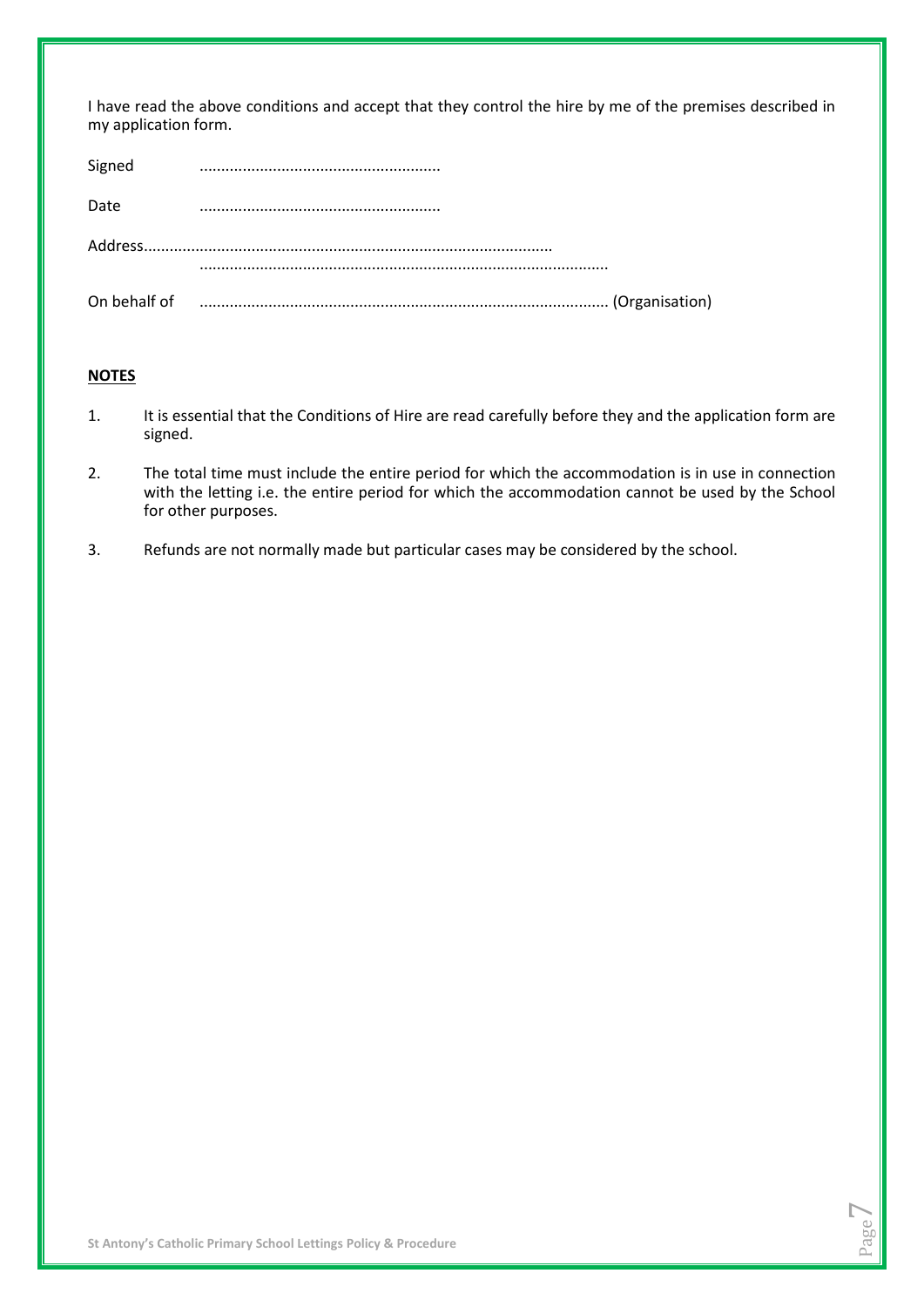I have read the above conditions and accept that they control the hire by me of the premises described in my application form.

Signed ........................................................

Date ........................................................

Address..............................................................................................
..............................................................................................

On behalf of .............................................................................................. (Organisation)

**NOTES**

1. It is essential that the Conditions of Hire are read carefully before they and the application form are signed.

2. The total time must include the entire period for which the accommodation is in use in connection with the letting i.e. the entire period for which the accommodation cannot be used by the School for other purposes.

3. Refunds are not normally made but particular cases may be considered by the school.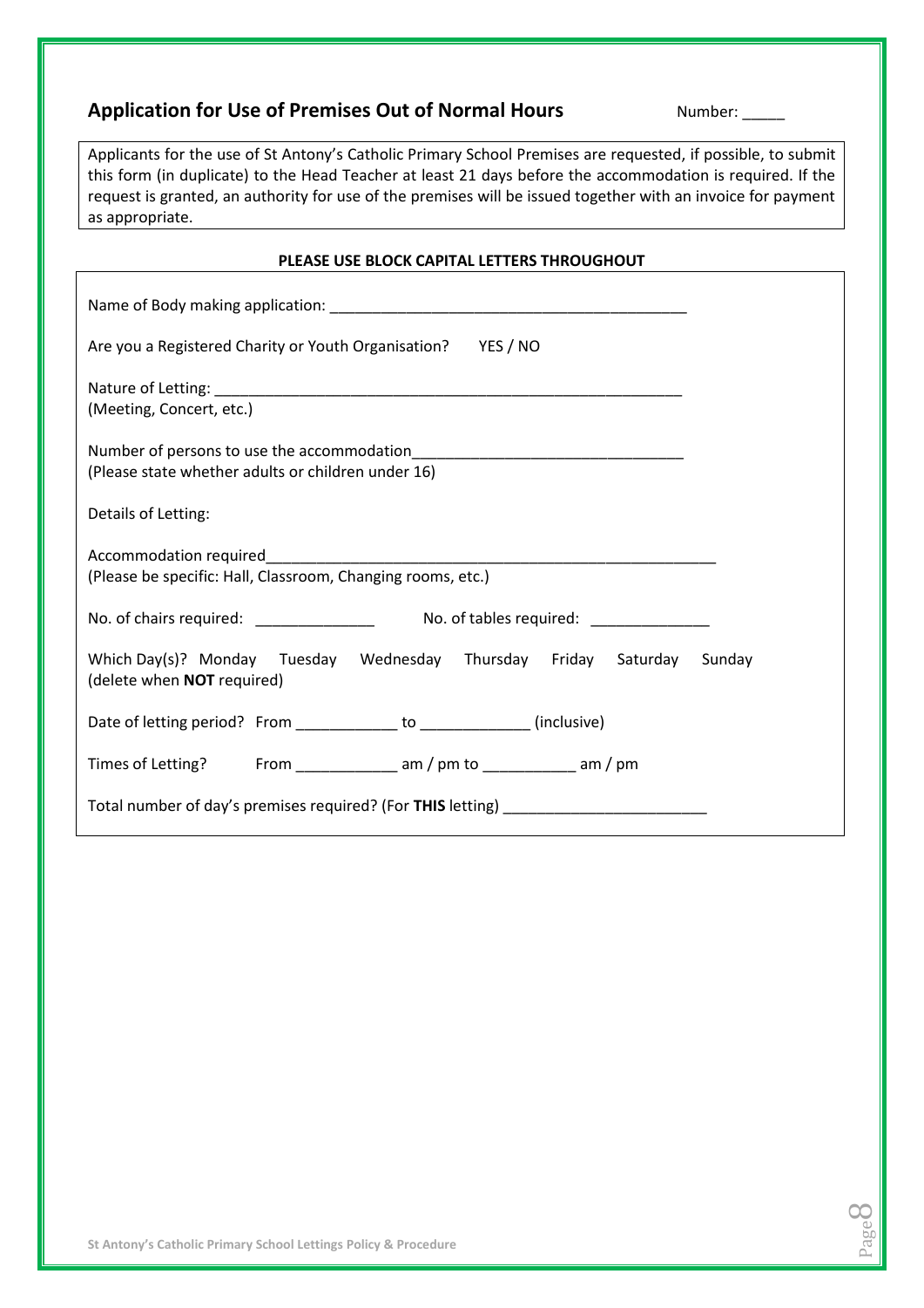## Application for Use of Premises Out of Normal Hours

Number: _____

Applicants for the use of St Antony's Catholic Primary School Premises are requested, if possible, to submit this form (in duplicate) to the Head Teacher at least 21 days before the accommodation is required. If the request is granted, an authority for use of the premises will be issued together with an invoice for payment as appropriate.

**PLEASE USE BLOCK CAPITAL LETTERS THROUGHOUT**

Name of Body making application: ___________________________________________

Are you a Registered Charity or Youth Organisation? YES / NO

Nature of Letting: __________________________________________________________
(Meeting, Concert, etc.)

Number of persons to use the accommodation_________________________________
(Please state whether adults or children under 16)

Details of Letting:

Accommodation required_______________________________________________________
(Please be specific: Hall, Classroom, Changing rooms, etc.)

No. of chairs required: ______________ No. of tables required: ______________

Which Day(s)? Monday Tuesday Wednesday Thursday Friday Saturday Sunday
(delete when **NOT** required)

Date of letting period? From ____________ to _____________ (inclusive)

Times of Letting? From ____________ am / pm to ___________ am / pm

Total number of day's premises required? (For **THIS** letting) ________________________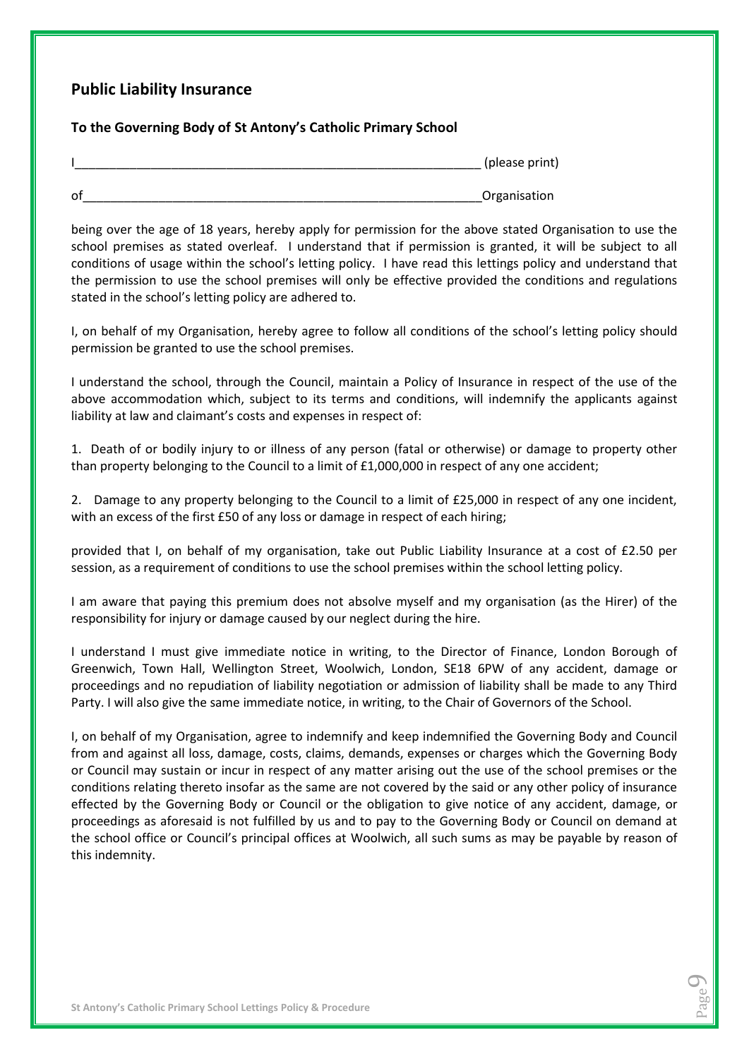## Public Liability Insurance

### To the Governing Body of St Antony's Catholic Primary School

I_____________________________________________________________ (please print)

of_____________________________________________________________Organisation

being over the age of 18 years, hereby apply for permission for the above stated Organisation to use the school premises as stated overleaf. I understand that if permission is granted, it will be subject to all conditions of usage within the school's letting policy. I have read this lettings policy and understand that the permission to use the school premises will only be effective provided the conditions and regulations stated in the school's letting policy are adhered to.

I, on behalf of my Organisation, hereby agree to follow all conditions of the school's letting policy should permission be granted to use the school premises.

I understand the school, through the Council, maintain a Policy of Insurance in respect of the use of the above accommodation which, subject to its terms and conditions, will indemnify the applicants against liability at law and claimant's costs and expenses in respect of:

1. Death of or bodily injury to or illness of any person (fatal or otherwise) or damage to property other than property belonging to the Council to a limit of £1,000,000 in respect of any one accident;

2. Damage to any property belonging to the Council to a limit of £25,000 in respect of any one incident, with an excess of the first £50 of any loss or damage in respect of each hiring;

provided that I, on behalf of my organisation, take out Public Liability Insurance at a cost of £2.50 per session, as a requirement of conditions to use the school premises within the school letting policy.

I am aware that paying this premium does not absolve myself and my organisation (as the Hirer) of the responsibility for injury or damage caused by our neglect during the hire.

I understand I must give immediate notice in writing, to the Director of Finance, London Borough of Greenwich, Town Hall, Wellington Street, Woolwich, London, SE18 6PW of any accident, damage or proceedings and no repudiation of liability negotiation or admission of liability shall be made to any Third Party. I will also give the same immediate notice, in writing, to the Chair of Governors of the School.

I, on behalf of my Organisation, agree to indemnify and keep indemnified the Governing Body and Council from and against all loss, damage, costs, claims, demands, expenses or charges which the Governing Body or Council may sustain or incur in respect of any matter arising out the use of the school premises or the conditions relating thereto insofar as the same are not covered by the said or any other policy of insurance effected by the Governing Body or Council or the obligation to give notice of any accident, damage, or proceedings as aforesaid is not fulfilled by us and to pay to the Governing Body or Council on demand at the school office or Council's principal offices at Woolwich, all such sums as may be payable by reason of this indemnity.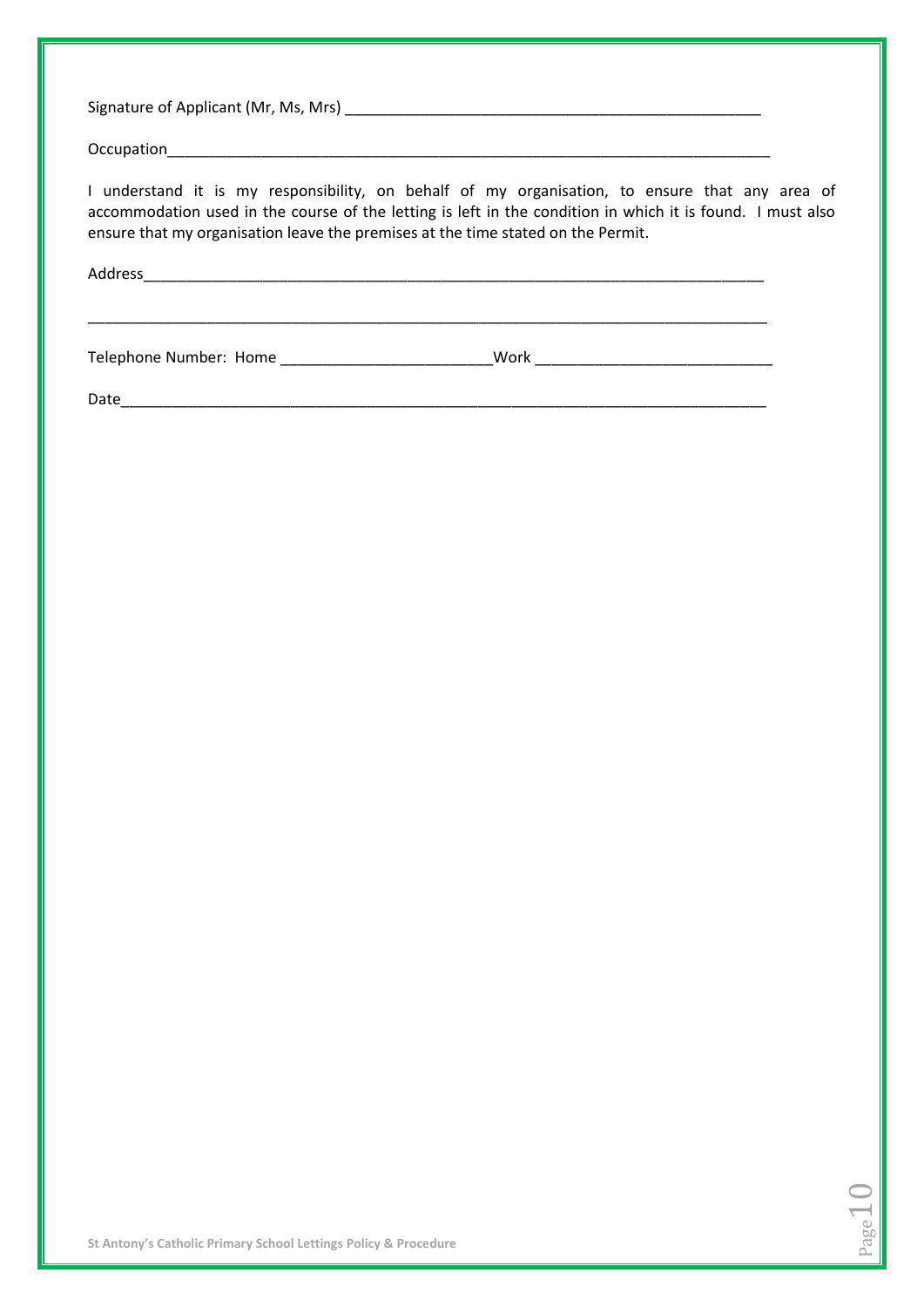Signature of Applicant (Mr, Ms, Mrs) ___________________________________________________

Occupation___________________________________________________________________________

I understand it is my responsibility, on behalf of my organisation, to ensure that any area of accommodation used in the course of the letting is left in the condition in which it is found. I must also ensure that my organisation leave the premises at the time stated on the Permit.

Address______________________________________________________________________________

_____________________________________________________________________________________

Telephone Number: Home _________________________Work _____________________________

Date_________________________________________________________________________________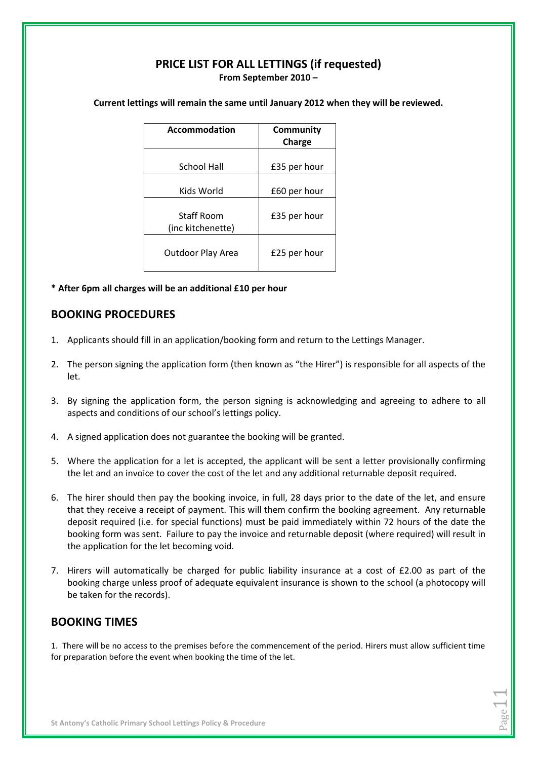## PRICE LIST FOR ALL LETTINGS (if requested)

**From September 2010 –**

**Current lettings will remain the same until January 2012 when they will be reviewed.**

| Accommodation | Community Charge |
|---|---|
| School Hall | £35 per hour |
| Kids World | £60 per hour |
| Staff Room (inc kitchenette) | £35 per hour |
| Outdoor Play Area | £25 per hour |

**\* After 6pm all charges will be an additional £10 per hour**

## BOOKING PROCEDURES

1. Applicants should fill in an application/booking form and return to the Lettings Manager.
2. The person signing the application form (then known as "the Hirer") is responsible for all aspects of the let.
3. By signing the application form, the person signing is acknowledging and agreeing to adhere to all aspects and conditions of our school's lettings policy.
4. A signed application does not guarantee the booking will be granted.
5. Where the application for a let is accepted, the applicant will be sent a letter provisionally confirming the let and an invoice to cover the cost of the let and any additional returnable deposit required.
6. The hirer should then pay the booking invoice, in full, 28 days prior to the date of the let, and ensure that they receive a receipt of payment. This will them confirm the booking agreement. Any returnable deposit required (i.e. for special functions) must be paid immediately within 72 hours of the date the booking form was sent. Failure to pay the invoice and returnable deposit (where required) will result in the application for the let becoming void.
7. Hirers will automatically be charged for public liability insurance at a cost of £2.00 as part of the booking charge unless proof of adequate equivalent insurance is shown to the school (a photocopy will be taken for the records).

## BOOKING TIMES

1. There will be no access to the premises before the commencement of the period. Hirers must allow sufficient time for preparation before the event when booking the time of the let.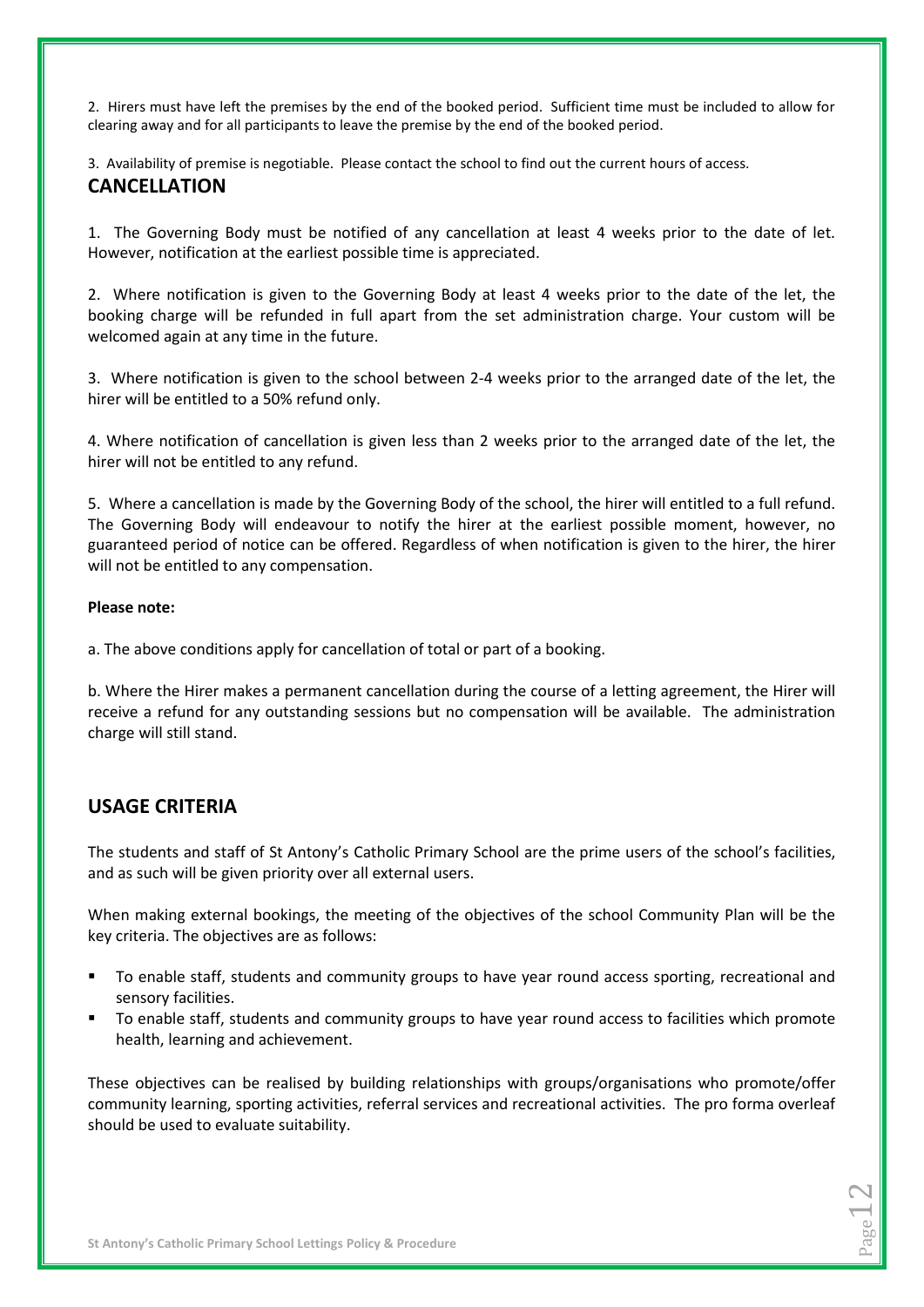2. Hirers must have left the premises by the end of the booked period. Sufficient time must be included to allow for clearing away and for all participants to leave the premise by the end of the booked period.

3. Availability of premise is negotiable. Please contact the school to find out the current hours of access.

## CANCELLATION

1. The Governing Body must be notified of any cancellation at least 4 weeks prior to the date of let. However, notification at the earliest possible time is appreciated.

2. Where notification is given to the Governing Body at least 4 weeks prior to the date of the let, the booking charge will be refunded in full apart from the set administration charge. Your custom will be welcomed again at any time in the future.

3. Where notification is given to the school between 2-4 weeks prior to the arranged date of the let, the hirer will be entitled to a 50% refund only.

4. Where notification of cancellation is given less than 2 weeks prior to the arranged date of the let, the hirer will not be entitled to any refund.

5. Where a cancellation is made by the Governing Body of the school, the hirer will entitled to a full refund. The Governing Body will endeavour to notify the hirer at the earliest possible moment, however, no guaranteed period of notice can be offered. Regardless of when notification is given to the hirer, the hirer will not be entitled to any compensation.

**Please note:**

a. The above conditions apply for cancellation of total or part of a booking.

b. Where the Hirer makes a permanent cancellation during the course of a letting agreement, the Hirer will receive a refund for any outstanding sessions but no compensation will be available. The administration charge will still stand.

## USAGE CRITERIA

The students and staff of St Antony's Catholic Primary School are the prime users of the school's facilities, and as such will be given priority over all external users.

When making external bookings, the meeting of the objectives of the school Community Plan will be the key criteria. The objectives are as follows:

- To enable staff, students and community groups to have year round access sporting, recreational and sensory facilities.
- To enable staff, students and community groups to have year round access to facilities which promote health, learning and achievement.

These objectives can be realised by building relationships with groups/organisations who promote/offer community learning, sporting activities, referral services and recreational activities. The pro forma overleaf should be used to evaluate suitability.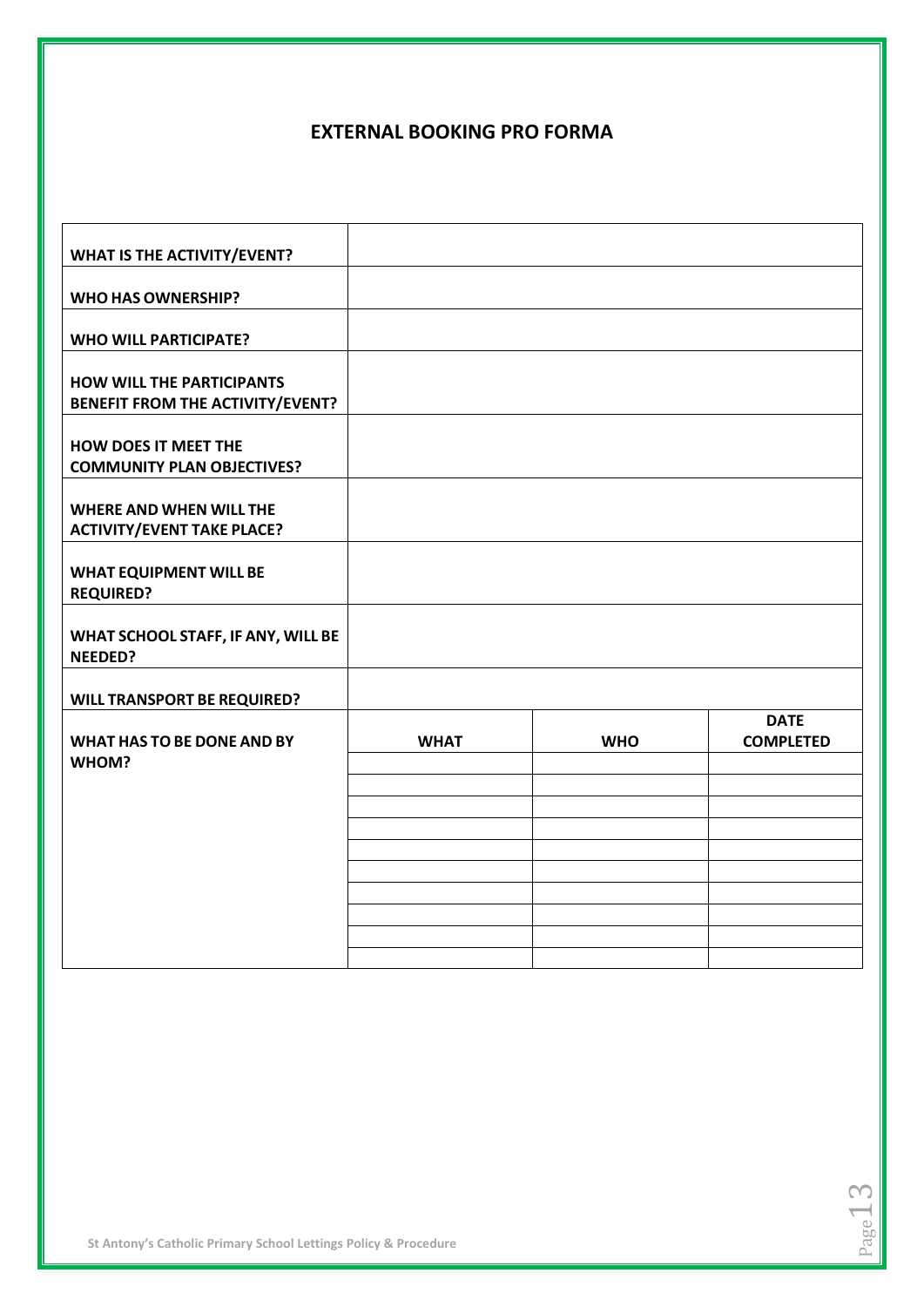## EXTERNAL BOOKING PRO FORMA

| | | | |
|---|---|---|---|
| **WHAT IS THE ACTIVITY/EVENT?** | | | |
| **WHO HAS OWNERSHIP?** | | | |
| **WHO WILL PARTICIPATE?** | | | |
| **HOW WILL THE PARTICIPANTS BENEFIT FROM THE ACTIVITY/EVENT?** | | | |
| **HOW DOES IT MEET THE COMMUNITY PLAN OBJECTIVES?** | | | |
| **WHERE AND WHEN WILL THE ACTIVITY/EVENT TAKE PLACE?** | | | |
| **WHAT EQUIPMENT WILL BE REQUIRED?** | | | |
| **WHAT SCHOOL STAFF, IF ANY, WILL BE NEEDED?** | | | |
| **WILL TRANSPORT BE REQUIRED?** | | | |
| **WHAT HAS TO BE DONE AND BY WHOM?** | **WHAT** | **WHO** | **DATE COMPLETED** |
| | | | |
| | | | |
| | | | |
| | | | |
| | | | |
| | | | |
| | | | |
| | | | |
| | | | |
| | | | |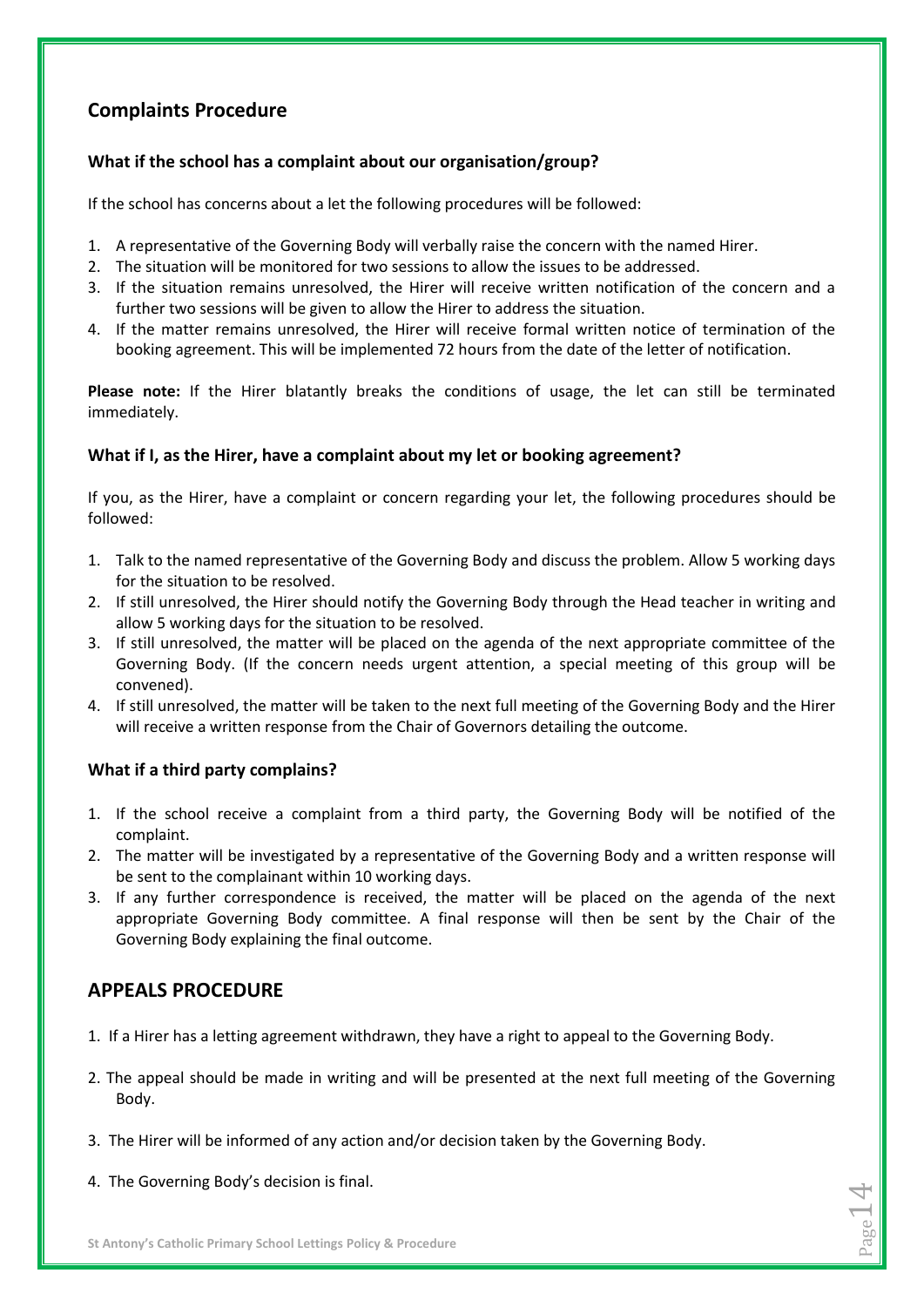## Complaints Procedure

### What if the school has a complaint about our organisation/group?

If the school has concerns about a let the following procedures will be followed:

1. A representative of the Governing Body will verbally raise the concern with the named Hirer.
2. The situation will be monitored for two sessions to allow the issues to be addressed.
3. If the situation remains unresolved, the Hirer will receive written notification of the concern and a further two sessions will be given to allow the Hirer to address the situation.
4. If the matter remains unresolved, the Hirer will receive formal written notice of termination of the booking agreement. This will be implemented 72 hours from the date of the letter of notification.

**Please note:** If the Hirer blatantly breaks the conditions of usage, the let can still be terminated immediately.

### What if I, as the Hirer, have a complaint about my let or booking agreement?

If you, as the Hirer, have a complaint or concern regarding your let, the following procedures should be followed:

1. Talk to the named representative of the Governing Body and discuss the problem. Allow 5 working days for the situation to be resolved.
2. If still unresolved, the Hirer should notify the Governing Body through the Head teacher in writing and allow 5 working days for the situation to be resolved.
3. If still unresolved, the matter will be placed on the agenda of the next appropriate committee of the Governing Body. (If the concern needs urgent attention, a special meeting of this group will be convened).
4. If still unresolved, the matter will be taken to the next full meeting of the Governing Body and the Hirer will receive a written response from the Chair of Governors detailing the outcome.

### What if a third party complains?

1. If the school receive a complaint from a third party, the Governing Body will be notified of the complaint.
2. The matter will be investigated by a representative of the Governing Body and a written response will be sent to the complainant within 10 working days.
3. If any further correspondence is received, the matter will be placed on the agenda of the next appropriate Governing Body committee. A final response will then be sent by the Chair of the Governing Body explaining the final outcome.

## APPEALS PROCEDURE

1. If a Hirer has a letting agreement withdrawn, they have a right to appeal to the Governing Body.

2. The appeal should be made in writing and will be presented at the next full meeting of the Governing Body.

3. The Hirer will be informed of any action and/or decision taken by the Governing Body.

4. The Governing Body's decision is final.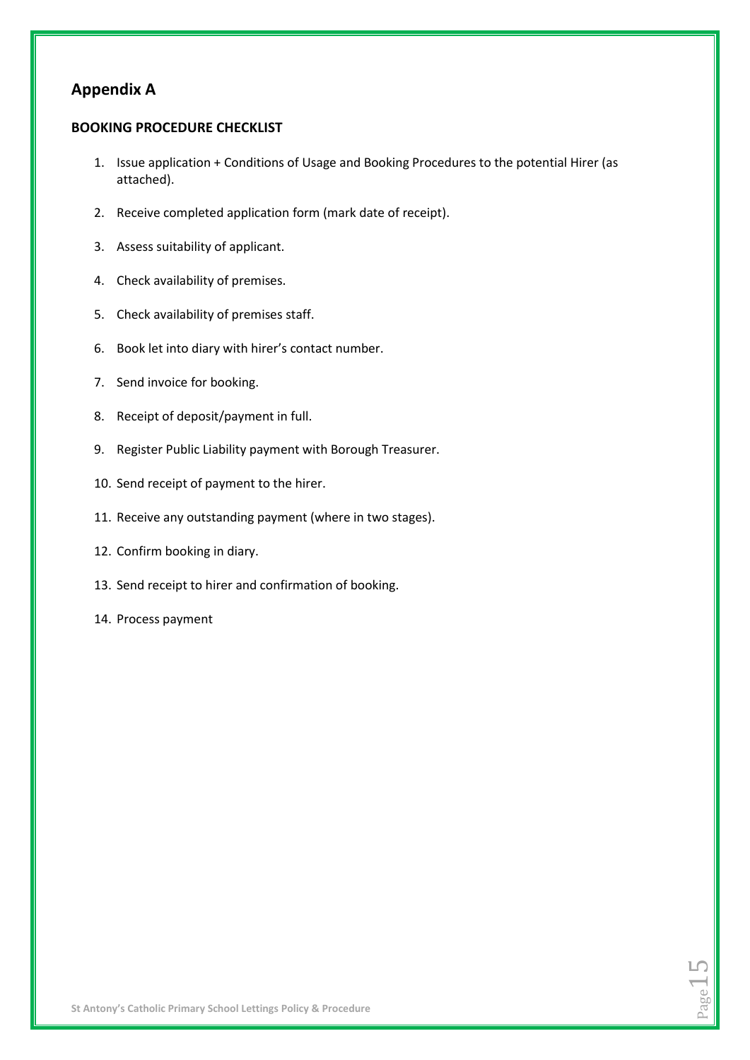## Appendix A

**BOOKING PROCEDURE CHECKLIST**

1. Issue application + Conditions of Usage and Booking Procedures to the potential Hirer (as attached).
2. Receive completed application form (mark date of receipt).
3. Assess suitability of applicant.
4. Check availability of premises.
5. Check availability of premises staff.
6. Book let into diary with hirer's contact number.
7. Send invoice for booking.
8. Receipt of deposit/payment in full.
9. Register Public Liability payment with Borough Treasurer.
10. Send receipt of payment to the hirer.
11. Receive any outstanding payment (where in two stages).
12. Confirm booking in diary.
13. Send receipt to hirer and confirmation of booking.
14. Process payment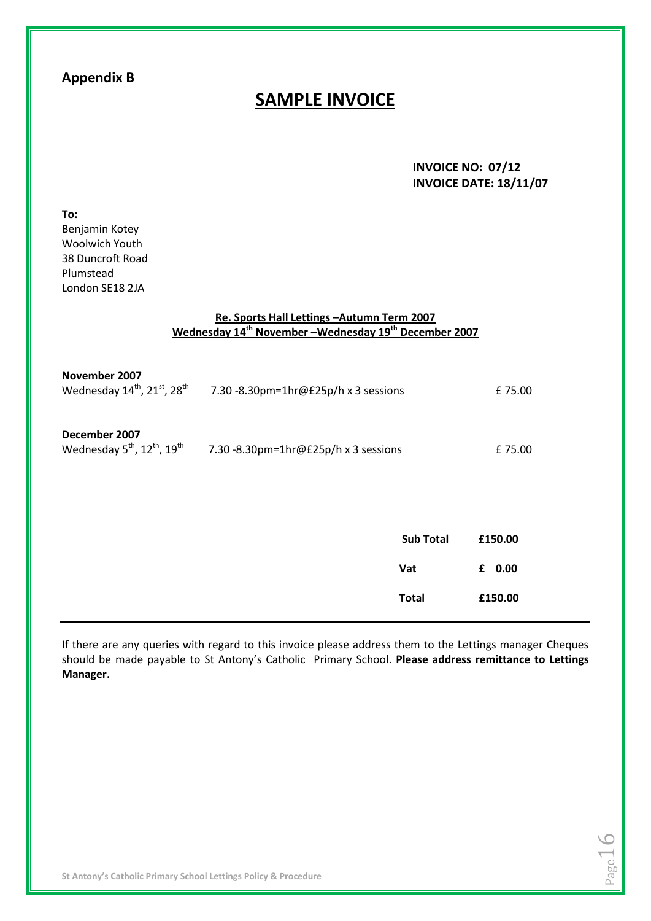## Appendix B

# SAMPLE INVOICE

**INVOICE NO: 07/12**
**INVOICE DATE: 18/11/07**

**To:**
Benjamin Kotey
Woolwich Youth
38 Duncroft Road
Plumstead
London SE18 2JA

**Re. Sports Hall Lettings –Autumn Term 2007**
**Wednesday 14th November –Wednesday 19th December 2007**

**November 2007**
Wednesday 14th, 21st, 28th — 7.30 -8.30pm=1hr@£25p/h x 3 sessions — £ 75.00

**December 2007**
Wednesday 5th, 12th, 19th — 7.30 -8.30pm=1hr@£25p/h x 3 sessions — £ 75.00

| | |
|---|---|
| **Sub Total** | **£150.00** |
| **Vat** | **£ 0.00** |
| **Total** | **£150.00** |

If there are any queries with regard to this invoice please address them to the Lettings manager Cheques should be made payable to St Antony's Catholic Primary School. **Please address remittance to Lettings Manager.**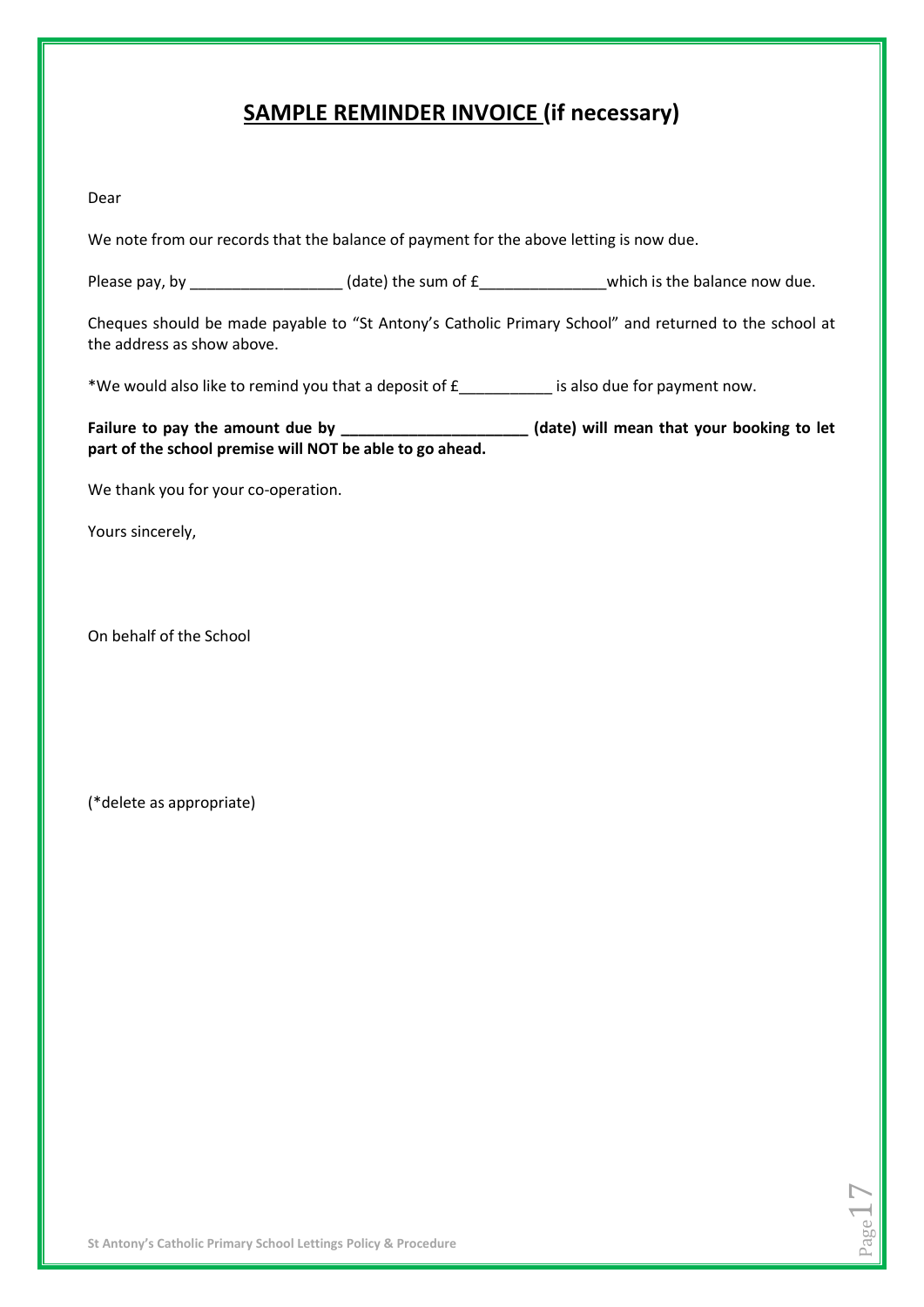# <u>SAMPLE REMINDER INVOICE</u> (if necessary)

Dear

We note from our records that the balance of payment for the above letting is now due.

Please pay, by __________________ (date) the sum of £_______________which is the balance now due.

Cheques should be made payable to "St Antony's Catholic Primary School" and returned to the school at the address as show above.

*We would also like to remind you that a deposit of £___________ is also due for payment now.

**Failure to pay the amount due by ______________________ (date) will mean that your booking to let part of the school premise will NOT be able to go ahead.**

We thank you for your co-operation.

Yours sincerely,

On behalf of the School

(*delete as appropriate)